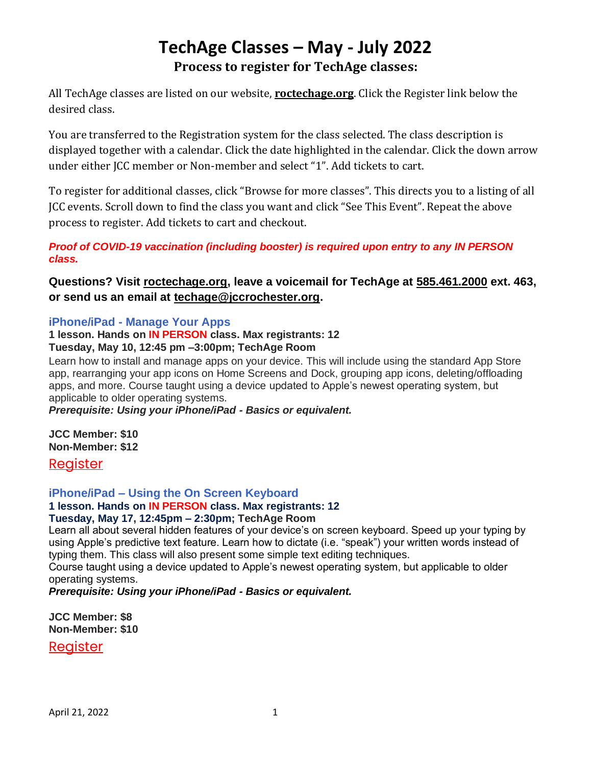# TechAge Classes – May - July 2022

## Process to register for TechAge classes:

All TechAge classes are listed on our website, **roctechage.org**. Click the Register link below the desired class.

You are transferred to the Registration system for the class selected. The class description is displayed together with a calendar. Click the date highlighted in the calendar. Click the down arrow under either JCC member or Non-member and select "1". Add tickets to cart.

To register for additional classes, click "Browse for more classes". This directs you to a listing of all JCC events. Scroll down to find the class you want and click "See This Event". Repeat the above process to register. Add tickets to cart and checkout.

***Proof of COVID-19 vaccination (including booster) is required upon entry to any IN PERSON class.***

**Questions? Visit roctechage.org, leave a voicemail for TechAge at 585.461.2000 ext. 463, or send us an email at techage@jccrochester.org.**

### iPhone/iPad - Manage Your Apps

**1 lesson. Hands on IN PERSON class. Max registrants: 12**
**Tuesday, May 10, 12:45 pm –3:00pm; TechAge Room**

Learn how to install and manage apps on your device. This will include using the standard App Store app, rearranging your app icons on Home Screens and Dock, grouping app icons, deleting/offloading apps, and more. Course taught using a device updated to Apple's newest operating system, but applicable to older operating systems.
***Prerequisite: Using your iPhone/iPad - Basics or equivalent.***

**JCC Member: $10**
**Non-Member: $12**

Register

### iPhone/iPad – Using the On Screen Keyboard

**1 lesson. Hands on IN PERSON class. Max registrants: 12**
**Tuesday, May 17, 12:45pm – 2:30pm; TechAge Room**

Learn all about several hidden features of your device's on screen keyboard. Speed up your typing by using Apple's predictive text feature. Learn how to dictate (i.e. "speak") your written words instead of typing them. This class will also present some simple text editing techniques.
Course taught using a device updated to Apple's newest operating system, but applicable to older operating systems.
***Prerequisite: Using your iPhone/iPad - Basics or equivalent.***

**JCC Member: $8**
**Non-Member: $10**

Register

April 21, 2022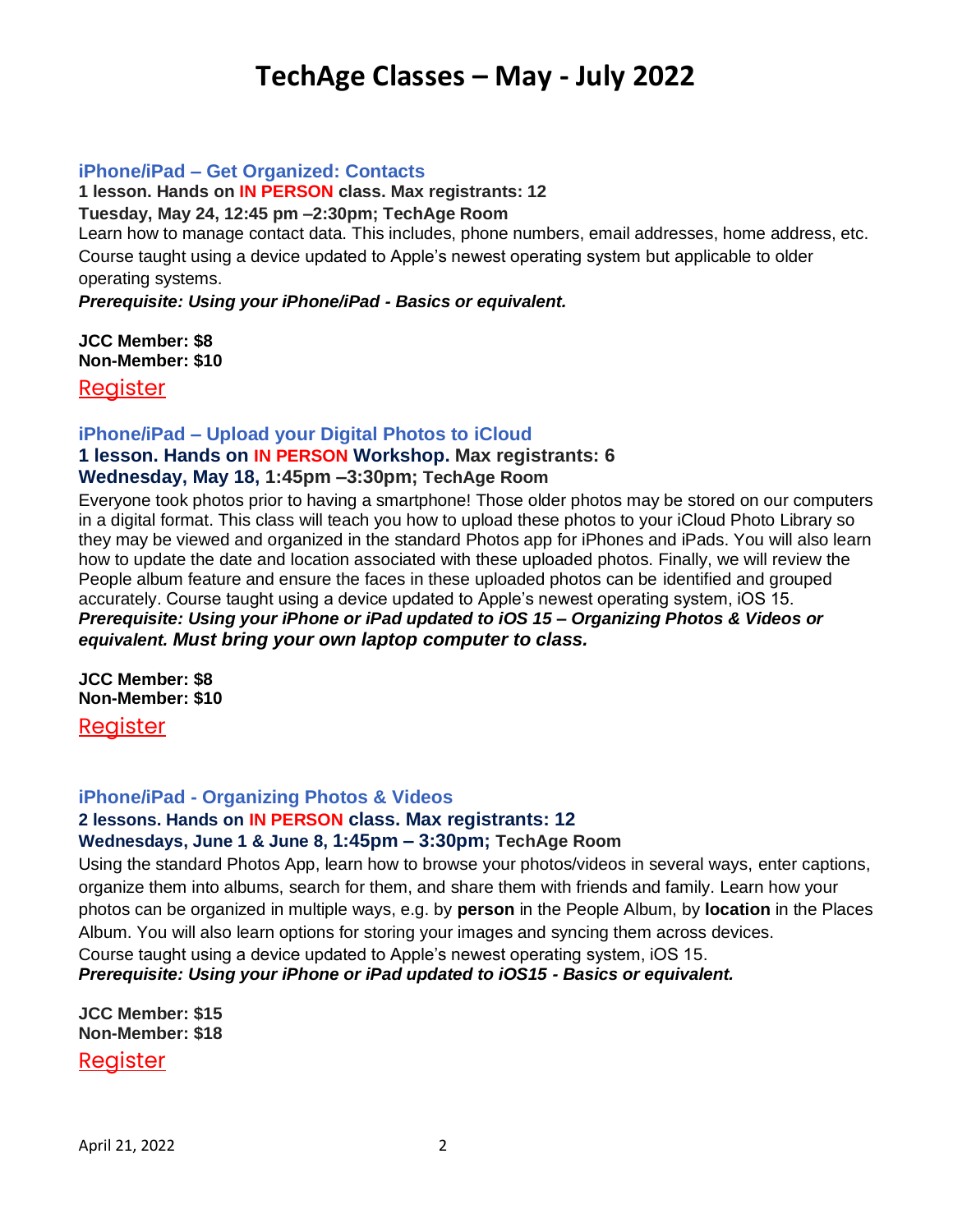# TechAge Classes – May - July 2022

### iPhone/iPad – Get Organized: Contacts

**1 lesson. Hands on IN PERSON class. Max registrants: 12**

**Tuesday, May 24, 12:45 pm –2:30pm; TechAge Room**

Learn how to manage contact data. This includes, phone numbers, email addresses, home address, etc. Course taught using a device updated to Apple's newest operating system but applicable to older operating systems.

***Prerequisite: Using your iPhone/iPad - Basics or equivalent.***

**JCC Member: $8**
**Non-Member: $10**

Register

### iPhone/iPad – Upload your Digital Photos to iCloud

**1 lesson. Hands on IN PERSON Workshop. Max registrants: 6**

**Wednesday, May 18, 1:45pm –3:30pm; TechAge Room**

Everyone took photos prior to having a smartphone! Those older photos may be stored on our computers in a digital format. This class will teach you how to upload these photos to your iCloud Photo Library so they may be viewed and organized in the standard Photos app for iPhones and iPads. You will also learn how to update the date and location associated with these uploaded photos. Finally, we will review the People album feature and ensure the faces in these uploaded photos can be identified and grouped accurately. Course taught using a device updated to Apple's newest operating system, iOS 15.

***Prerequisite: Using your iPhone or iPad updated to iOS 15 – Organizing Photos & Videos or equivalent. Must bring your own laptop computer to class.***

**JCC Member: $8**
**Non-Member: $10**

Register

### iPhone/iPad - Organizing Photos & Videos

**2 lessons. Hands on IN PERSON class. Max registrants: 12**

**Wednesdays, June 1 & June 8, 1:45pm – 3:30pm; TechAge Room**

Using the standard Photos App, learn how to browse your photos/videos in several ways, enter captions, organize them into albums, search for them, and share them with friends and family. Learn how your photos can be organized in multiple ways, e.g. by **person** in the People Album, by **location** in the Places Album. You will also learn options for storing your images and syncing them across devices.
Course taught using a device updated to Apple's newest operating system, iOS 15.

***Prerequisite: Using your iPhone or iPad updated to iOS15 - Basics or equivalent.***

**JCC Member: $15**
**Non-Member: $18**

Register

April 21, 2022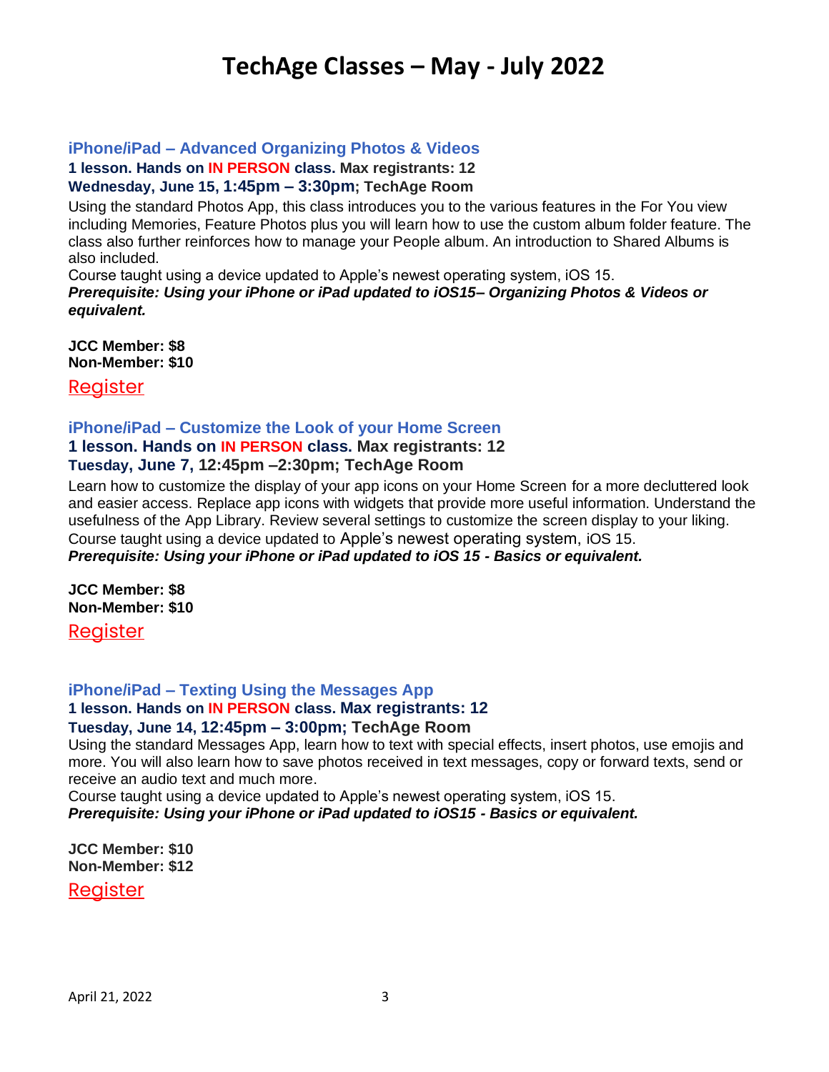# TechAge Classes – May - July 2022

### iPhone/iPad – Advanced Organizing Photos & Videos

**1 lesson. Hands on IN PERSON class. Max registrants: 12**
**Wednesday, June 15, 1:45pm – 3:30pm; TechAge Room**

Using the standard Photos App, this class introduces you to the various features in the For You view including Memories, Feature Photos plus you will learn how to use the custom album folder feature. The class also further reinforces how to manage your People album. An introduction to Shared Albums is also included.
Course taught using a device updated to Apple's newest operating system, iOS 15.
***Prerequisite: Using your iPhone or iPad updated to iOS15– Organizing Photos & Videos or equivalent.***

**JCC Member: $8**
**Non-Member: $10**

Register

### iPhone/iPad – Customize the Look of your Home Screen

**1 lesson. Hands on IN PERSON class. Max registrants: 12**
**Tuesday, June 7, 12:45pm –2:30pm; TechAge Room**

Learn how to customize the display of your app icons on your Home Screen for a more decluttered look and easier access. Replace app icons with widgets that provide more useful information. Understand the usefulness of the App Library. Review several settings to customize the screen display to your liking.
Course taught using a device updated to Apple's newest operating system, iOS 15.
***Prerequisite: Using your iPhone or iPad updated to iOS 15 - Basics or equivalent.***

**JCC Member: $8**
**Non-Member: $10**

Register

### iPhone/iPad – Texting Using the Messages App

**1 lesson. Hands on IN PERSON class. Max registrants: 12**
**Tuesday, June 14, 12:45pm – 3:00pm; TechAge Room**

Using the standard Messages App, learn how to text with special effects, insert photos, use emojis and more. You will also learn how to save photos received in text messages, copy or forward texts, send or receive an audio text and much more.
Course taught using a device updated to Apple's newest operating system, iOS 15.
***Prerequisite: Using your iPhone or iPad updated to iOS15 - Basics or equivalent.***

**JCC Member: $10**
**Non-Member: $12**

Register

April 21, 2022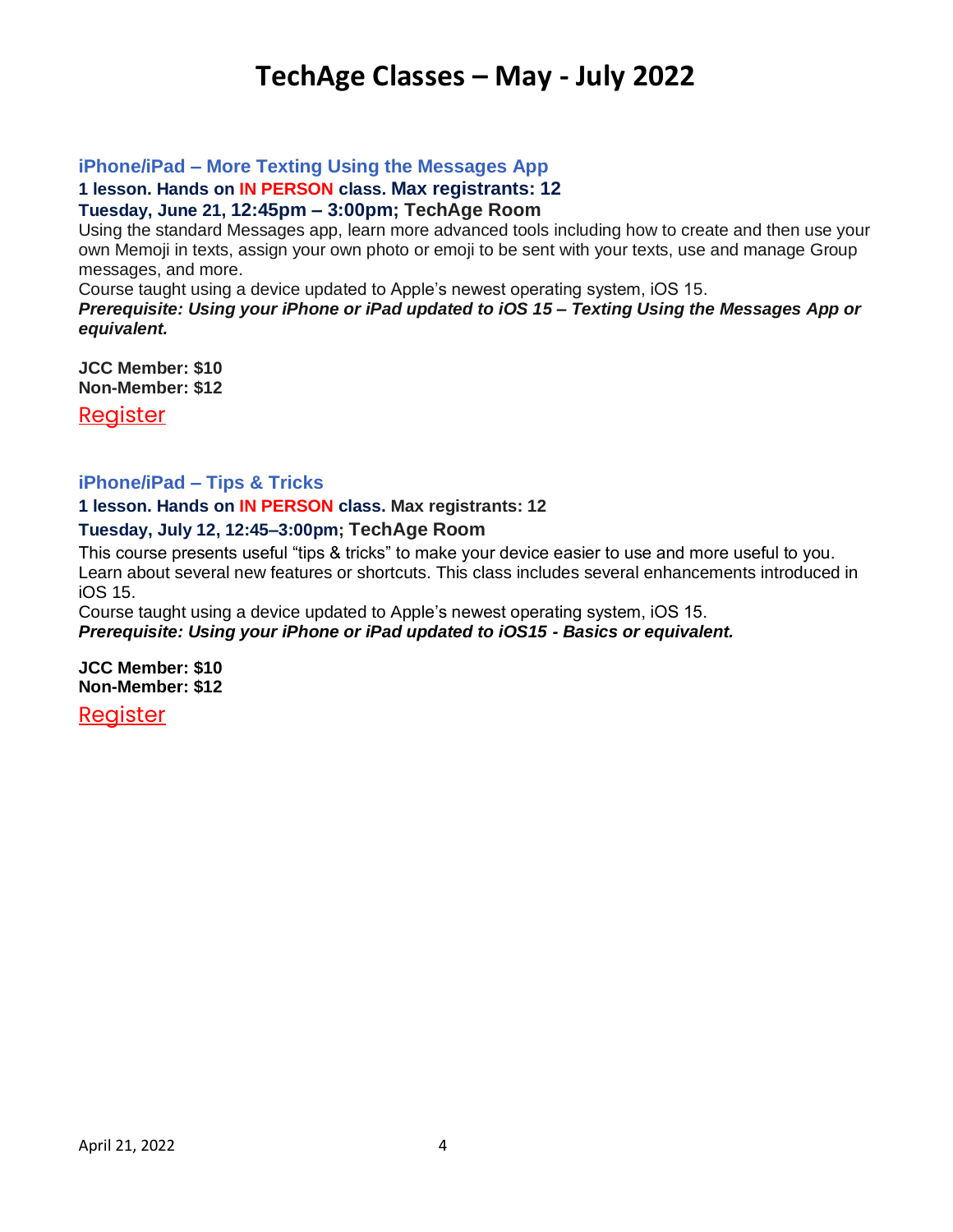# TechAge Classes – May - July 2022

### iPhone/iPad – More Texting Using the Messages App

**1 lesson. Hands on IN PERSON class. Max registrants: 12**
**Tuesday, June 21, 12:45pm – 3:00pm; TechAge Room**

Using the standard Messages app, learn more advanced tools including how to create and then use your own Memoji in texts, assign your own photo or emoji to be sent with your texts, use and manage Group messages, and more.
Course taught using a device updated to Apple's newest operating system, iOS 15.
***Prerequisite: Using your iPhone or iPad updated to iOS 15 – Texting Using the Messages App or equivalent.***

**JCC Member: $10**
**Non-Member: $12**

Register

### iPhone/iPad – Tips & Tricks

**1 lesson. Hands on IN PERSON class. Max registrants: 12**

**Tuesday, July 12, 12:45–3:00pm; TechAge Room**

This course presents useful "tips & tricks" to make your device easier to use and more useful to you. Learn about several new features or shortcuts. This class includes several enhancements introduced in iOS 15.
Course taught using a device updated to Apple's newest operating system, iOS 15.
***Prerequisite: Using your iPhone or iPad updated to iOS15 - Basics or equivalent.***

**JCC Member: $10**
**Non-Member: $12**

Register

April 21, 2022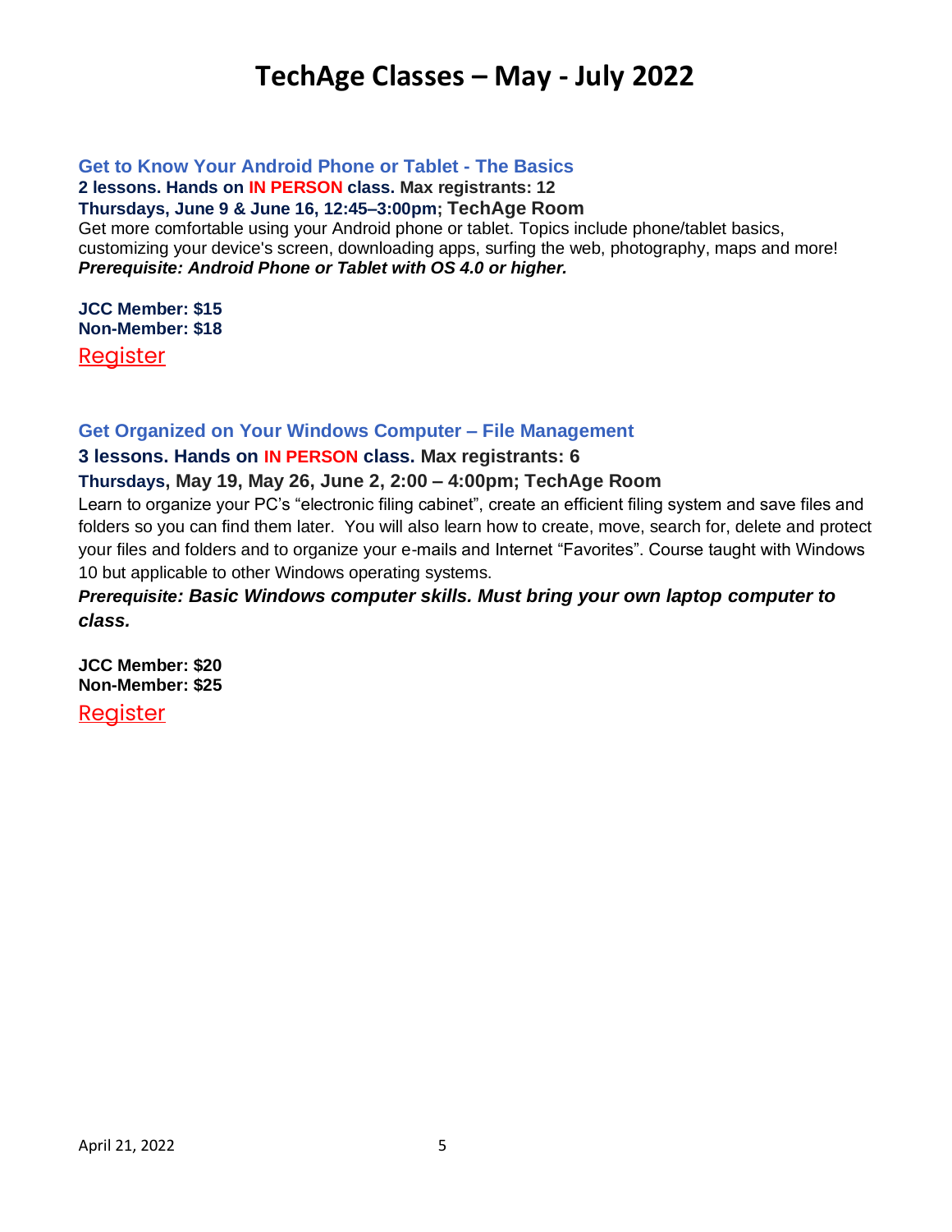# TechAge Classes – May - July 2022

### Get to Know Your Android Phone or Tablet - The Basics

**2 lessons. Hands on IN PERSON class. Max registrants: 12**
**Thursdays, June 9 & June 16, 12:45–3:00pm; TechAge Room**
Get more comfortable using your Android phone or tablet. Topics include phone/tablet basics, customizing your device's screen, downloading apps, surfing the web, photography, maps and more!
***Prerequisite: Android Phone or Tablet with OS 4.0 or higher.***

**JCC Member: $15**
**Non-Member: $18**
Register

### Get Organized on Your Windows Computer – File Management

**3 lessons. Hands on IN PERSON class. Max registrants: 6**
**Thursdays, May 19, May 26, June 2, 2:00 – 4:00pm; TechAge Room**
Learn to organize your PC's "electronic filing cabinet", create an efficient filing system and save files and folders so you can find them later. You will also learn how to create, move, search for, delete and protect your files and folders and to organize your e-mails and Internet "Favorites". Course taught with Windows 10 but applicable to other Windows operating systems.
***Prerequisite: Basic Windows computer skills. Must bring your own laptop computer to class.***

**JCC Member: $20**
**Non-Member: $25**
Register

April 21, 2022